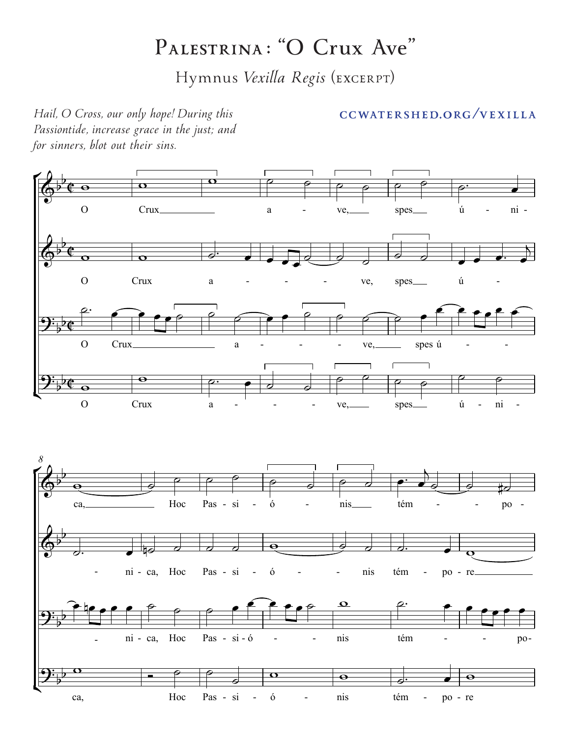# Palestrina: "O Crux Ave"

## Hymnus *Vexilla Regis* (excerpt)

*Hail, O Cross, our only hope! During this Passiontide, increase grace in the just; and for sinners, blot out their sins.*

**ccwatershed.org/vexilla**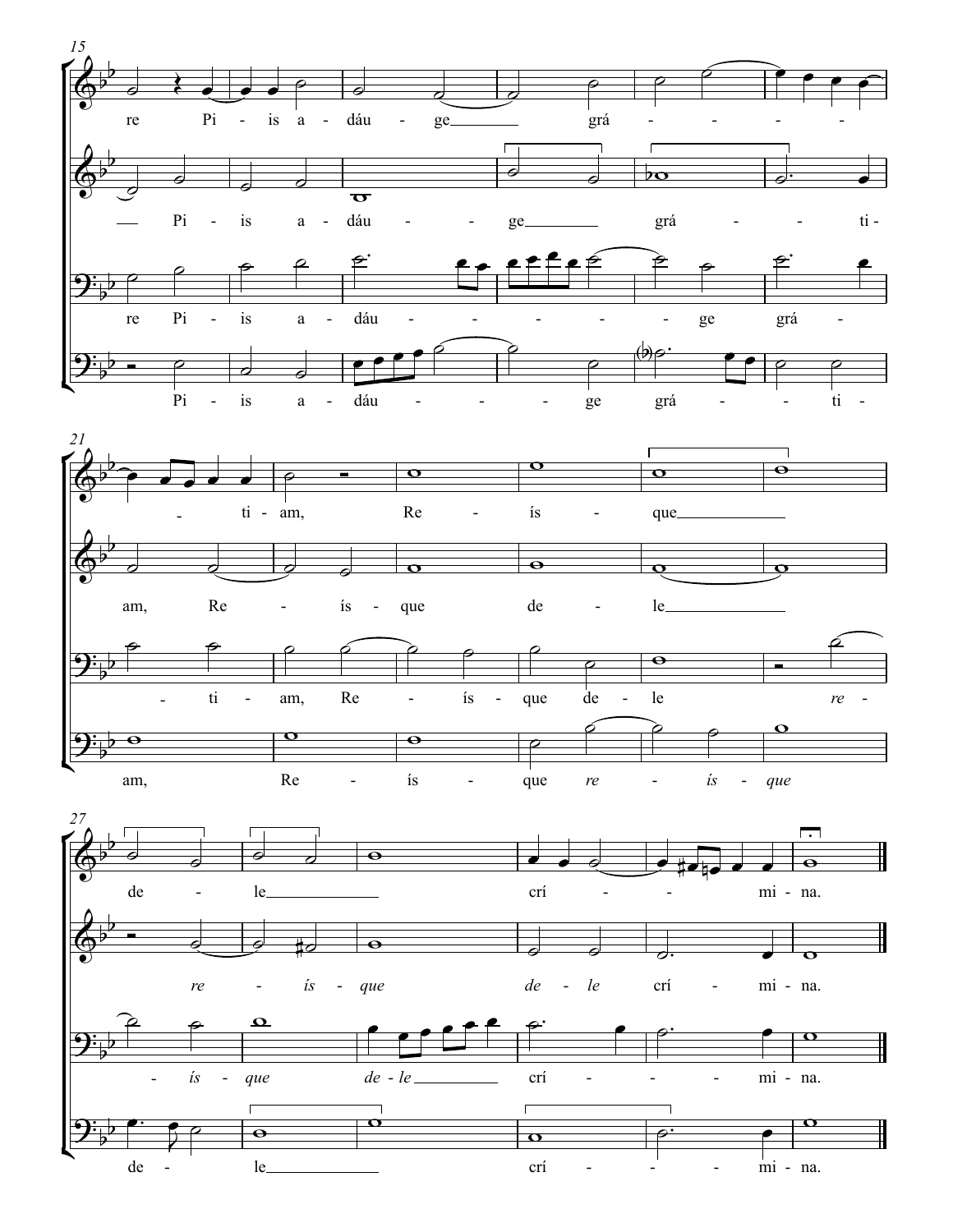15

re Pi - is a - dáu - ge grá - - - - -

Pi - is a - dáu - - - ge grá - - - ti -

re Pi - is a - dáu - - - - - - ge grá -

Pi - is a - dáu - - - - ge grá - - - ti -

21

- ti - am, Re - ís - que

am, Re - ís - que de - le

- ti - am, Re - ís - que de - le *re* -

am, Re - ís - que *re* - *ís* - *que*

27

de - le crí - - - mi - na.

*re* - *ís* - *que* *de* - *le* crí - mi - na.

- *ís* - *que* *de* - *le* crí - - - - mi - na.

de - le crí - - - - mi - na.